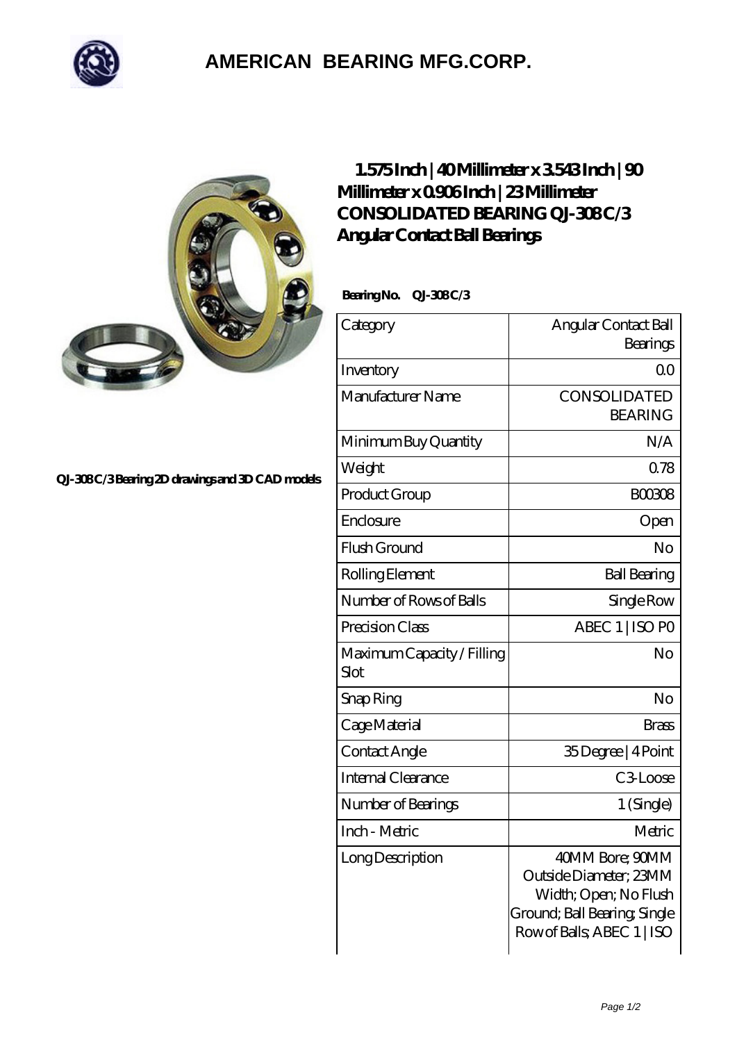# AMERICAN BEARING MFG.CORP.

QJ-308 C/3 Bearing 2D drawings and 3D CAD models

## 1.575 Inch | 40 Millimeter x 3.543 Inch | 90 Millimeter x 0.906 Inch | 23 Millimeter CONSOLIDATED BEARING QJ-308 C/3 Angular Contact Ball Bearings

**Bearing No.** QJ-308 C/3

| | |
|---|---|
| Category | Angular Contact Ball Bearings |
| Inventory | 0.0 |
| Manufacturer Name | CONSOLIDATED BEARING |
| Minimum Buy Quantity | N/A |
| Weight | 0.78 |
| Product Group | B00308 |
| Enclosure | Open |
| Flush Ground | No |
| Rolling Element | Ball Bearing |
| Number of Rows of Balls | Single Row |
| Precision Class | ABEC 1 \| ISO P0 |
| Maximum Capacity / Filling Slot | No |
| Snap Ring | No |
| Cage Material | Brass |
| Contact Angle | 35 Degree \| 4 Point |
| Internal Clearance | C3-Loose |
| Number of Bearings | 1 (Single) |
| Inch - Metric | Metric |
| Long Description | 40MM Bore; 90MM Outside Diameter; 23MM Width; Open; No Flush Ground; Ball Bearing; Single Row of Balls; ABEC 1 \| ISO |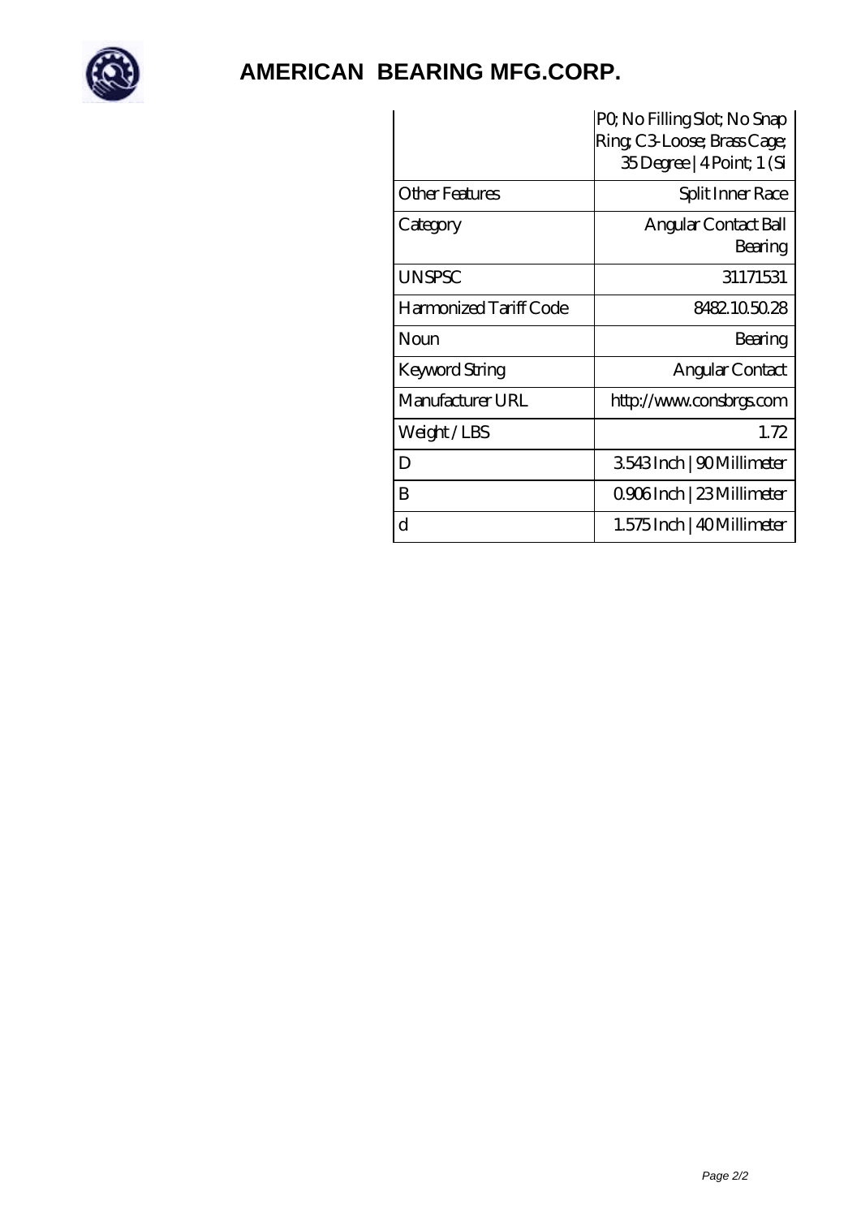# AMERICAN BEARING MFG.CORP.

| | |
|---|---|
| | P0; No Filling Slot; No Snap Ring; C3-Loose; Brass Cage; 35 Degree \| 4 Point; 1 (Si |
| Other Features | Split Inner Race |
| Category | Angular Contact Ball Bearing |
| UNSPSC | 31171531 |
| Harmonized Tariff Code | 8482.10.50.28 |
| Noun | Bearing |
| Keyword String | Angular Contact |
| Manufacturer URL | http://www.consbrgs.com |
| Weight / LBS | 1.72 |
| D | 3.543 Inch \| 90 Millimeter |
| B | 0.906 Inch \| 23 Millimeter |
| d | 1.575 Inch \| 40 Millimeter |